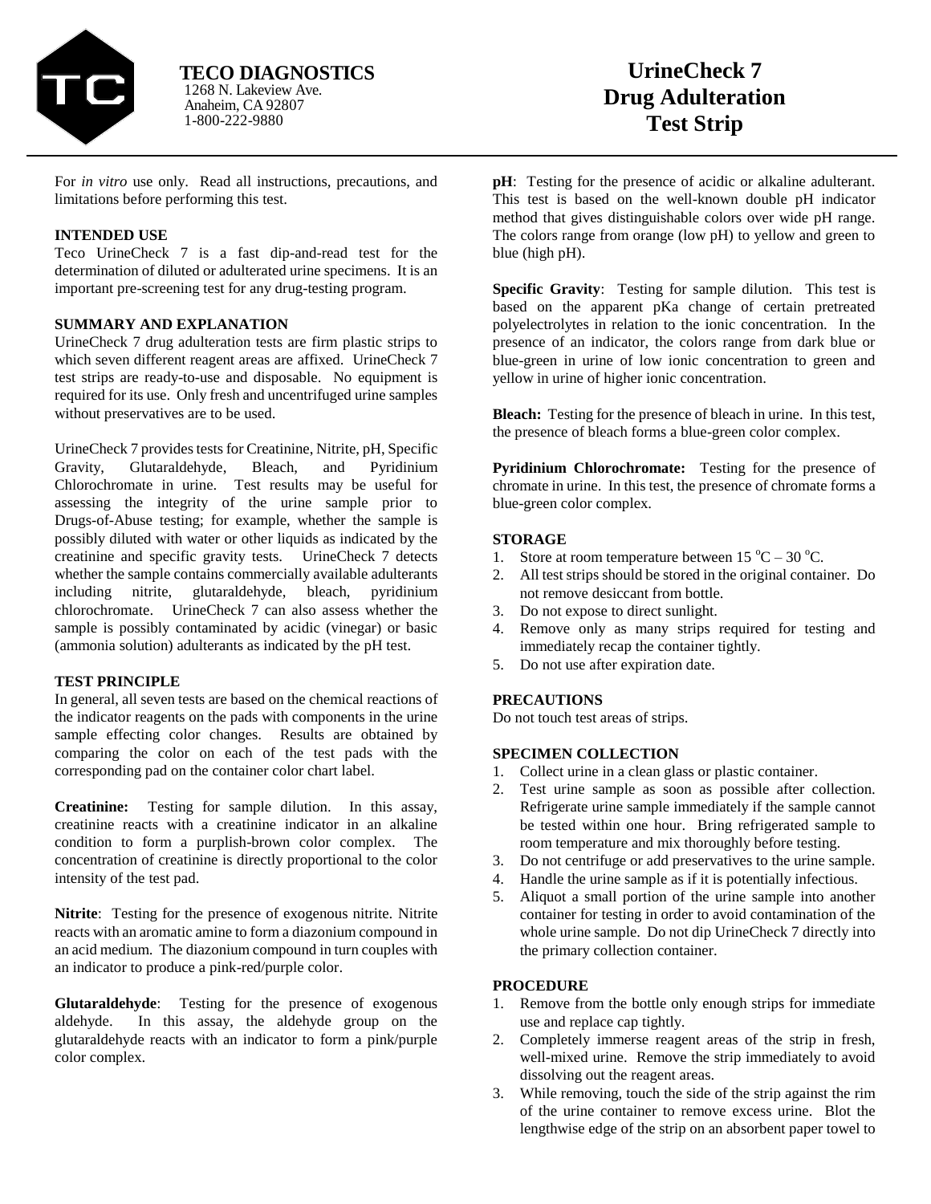**TECO DIAGNOSTICS**
1268 N. Lakeview Ave.
Anaheim, CA 92807
1-800-222-9880

# UrineCheck 7 Drug Adulteration Test Strip

For *in vitro* use only. Read all instructions, precautions, and limitations before performing this test.

## INTENDED USE

Teco UrineCheck 7 is a fast dip-and-read test for the determination of diluted or adulterated urine specimens. It is an important pre-screening test for any drug-testing program.

## SUMMARY AND EXPLANATION

UrineCheck 7 drug adulteration tests are firm plastic strips to which seven different reagent areas are affixed. UrineCheck 7 test strips are ready-to-use and disposable. No equipment is required for its use. Only fresh and uncentrifuged urine samples without preservatives are to be used.

UrineCheck 7 provides tests for Creatinine, Nitrite, pH, Specific Gravity, Glutaraldehyde, Bleach, and Pyridinium Chlorochromate in urine. Test results may be useful for assessing the integrity of the urine sample prior to Drugs-of-Abuse testing; for example, whether the sample is possibly diluted with water or other liquids as indicated by the creatinine and specific gravity tests. UrineCheck 7 detects whether the sample contains commercially available adulterants including nitrite, glutaraldehyde, bleach, pyridinium chlorochromate. UrineCheck 7 can also assess whether the sample is possibly contaminated by acidic (vinegar) or basic (ammonia solution) adulterants as indicated by the pH test.

## TEST PRINCIPLE

In general, all seven tests are based on the chemical reactions of the indicator reagents on the pads with components in the urine sample effecting color changes. Results are obtained by comparing the color on each of the test pads with the corresponding pad on the container color chart label.

**Creatinine:** Testing for sample dilution. In this assay, creatinine reacts with a creatinine indicator in an alkaline condition to form a purplish-brown color complex. The concentration of creatinine is directly proportional to the color intensity of the test pad.

**Nitrite**: Testing for the presence of exogenous nitrite. Nitrite reacts with an aromatic amine to form a diazonium compound in an acid medium. The diazonium compound in turn couples with an indicator to produce a pink-red/purple color.

**Glutaraldehyde**: Testing for the presence of exogenous aldehyde. In this assay, the aldehyde group on the glutaraldehyde reacts with an indicator to form a pink/purple color complex.

**pH**: Testing for the presence of acidic or alkaline adulterant. This test is based on the well-known double pH indicator method that gives distinguishable colors over wide pH range. The colors range from orange (low pH) to yellow and green to blue (high pH).

**Specific Gravity**: Testing for sample dilution. This test is based on the apparent pKa change of certain pretreated polyelectrolytes in relation to the ionic concentration. In the presence of an indicator, the colors range from dark blue or blue-green in urine of low ionic concentration to green and yellow in urine of higher ionic concentration.

**Bleach:** Testing for the presence of bleach in urine. In this test, the presence of bleach forms a blue-green color complex.

**Pyridinium Chlorochromate:** Testing for the presence of chromate in urine. In this test, the presence of chromate forms a blue-green color complex.

## STORAGE

1. Store at room temperature between 15 °C – 30 °C.
2. All test strips should be stored in the original container. Do not remove desiccant from bottle.
3. Do not expose to direct sunlight.
4. Remove only as many strips required for testing and immediately recap the container tightly.
5. Do not use after expiration date.

## PRECAUTIONS

Do not touch test areas of strips.

## SPECIMEN COLLECTION

1. Collect urine in a clean glass or plastic container.
2. Test urine sample as soon as possible after collection. Refrigerate urine sample immediately if the sample cannot be tested within one hour. Bring refrigerated sample to room temperature and mix thoroughly before testing.
3. Do not centrifuge or add preservatives to the urine sample.
4. Handle the urine sample as if it is potentially infectious.
5. Aliquot a small portion of the urine sample into another container for testing in order to avoid contamination of the whole urine sample. Do not dip UrineCheck 7 directly into the primary collection container.

## PROCEDURE

1. Remove from the bottle only enough strips for immediate use and replace cap tightly.
2. Completely immerse reagent areas of the strip in fresh, well-mixed urine. Remove the strip immediately to avoid dissolving out the reagent areas.
3. While removing, touch the side of the strip against the rim of the urine container to remove excess urine. Blot the lengthwise edge of the strip on an absorbent paper towel to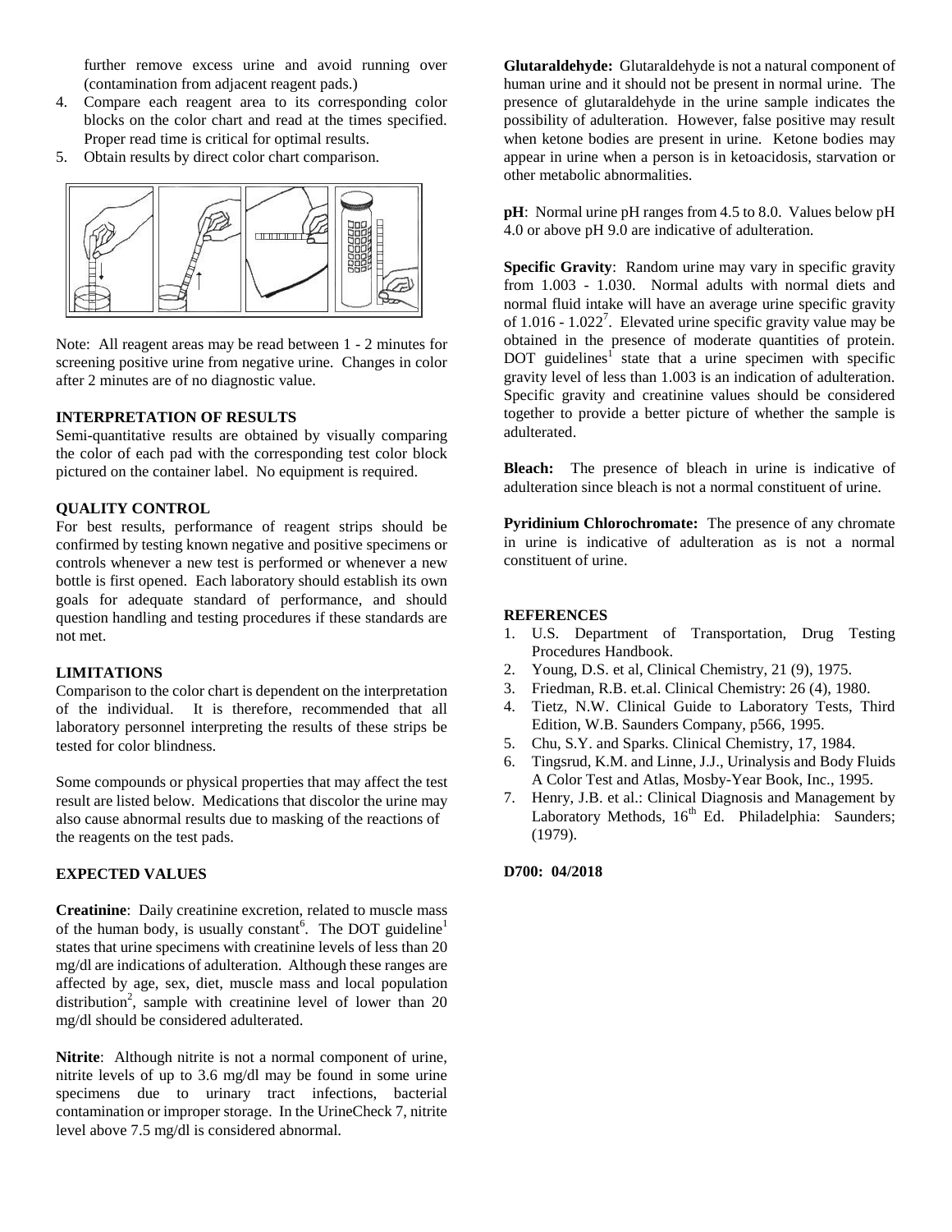further remove excess urine and avoid running over (contamination from adjacent reagent pads.)

4. Compare each reagent area to its corresponding color blocks on the color chart and read at the times specified. Proper read time is critical for optimal results.
5. Obtain results by direct color chart comparison.

Note: All reagent areas may be read between 1 - 2 minutes for screening positive urine from negative urine. Changes in color after 2 minutes are of no diagnostic value.

**INTERPRETATION OF RESULTS**

Semi-quantitative results are obtained by visually comparing the color of each pad with the corresponding test color block pictured on the container label. No equipment is required.

**QUALITY CONTROL**

For best results, performance of reagent strips should be confirmed by testing known negative and positive specimens or controls whenever a new test is performed or whenever a new bottle is first opened. Each laboratory should establish its own goals for adequate standard of performance, and should question handling and testing procedures if these standards are not met.

**LIMITATIONS**

Comparison to the color chart is dependent on the interpretation of the individual. It is therefore, recommended that all laboratory personnel interpreting the results of these strips be tested for color blindness.

Some compounds or physical properties that may affect the test result are listed below. Medications that discolor the urine may also cause abnormal results due to masking of the reactions of the reagents on the test pads.

**EXPECTED VALUES**

**Creatinine**: Daily creatinine excretion, related to muscle mass of the human body, is usually constant[6]. The DOT guideline[1] states that urine specimens with creatinine levels of less than 20 mg/dl are indications of adulteration. Although these ranges are affected by age, sex, diet, muscle mass and local population distribution[2], sample with creatinine level of lower than 20 mg/dl should be considered adulterated.

**Nitrite**: Although nitrite is not a normal component of urine, nitrite levels of up to 3.6 mg/dl may be found in some urine specimens due to urinary tract infections, bacterial contamination or improper storage. In the UrineCheck 7, nitrite level above 7.5 mg/dl is considered abnormal.

**Glutaraldehyde:** Glutaraldehyde is not a natural component of human urine and it should not be present in normal urine. The presence of glutaraldehyde in the urine sample indicates the possibility of adulteration. However, false positive may result when ketone bodies are present in urine. Ketone bodies may appear in urine when a person is in ketoacidosis, starvation or other metabolic abnormalities.

**pH**: Normal urine pH ranges from 4.5 to 8.0. Values below pH 4.0 or above pH 9.0 are indicative of adulteration.

**Specific Gravity**: Random urine may vary in specific gravity from 1.003 - 1.030. Normal adults with normal diets and normal fluid intake will have an average urine specific gravity of 1.016 - 1.022[7]. Elevated urine specific gravity value may be obtained in the presence of moderate quantities of protein. DOT guidelines[1] state that a urine specimen with specific gravity level of less than 1.003 is an indication of adulteration. Specific gravity and creatinine values should be considered together to provide a better picture of whether the sample is adulterated.

**Bleach:** The presence of bleach in urine is indicative of adulteration since bleach is not a normal constituent of urine.

**Pyridinium Chlorochromate:** The presence of any chromate in urine is indicative of adulteration as is not a normal constituent of urine.

**REFERENCES**

1. U.S. Department of Transportation, Drug Testing Procedures Handbook.
2. Young, D.S. et al, Clinical Chemistry, 21 (9), 1975.
3. Friedman, R.B. et.al. Clinical Chemistry: 26 (4), 1980.
4. Tietz, N.W. Clinical Guide to Laboratory Tests, Third Edition, W.B. Saunders Company, p566, 1995.
5. Chu, S.Y. and Sparks. Clinical Chemistry, 17, 1984.
6. Tingsrud, K.M. and Linne, J.J., Urinalysis and Body Fluids A Color Test and Atlas, Mosby-Year Book, Inc., 1995.
7. Henry, J.B. et al.: Clinical Diagnosis and Management by Laboratory Methods, 16th Ed. Philadelphia: Saunders; (1979).

**D700: 04/2018**